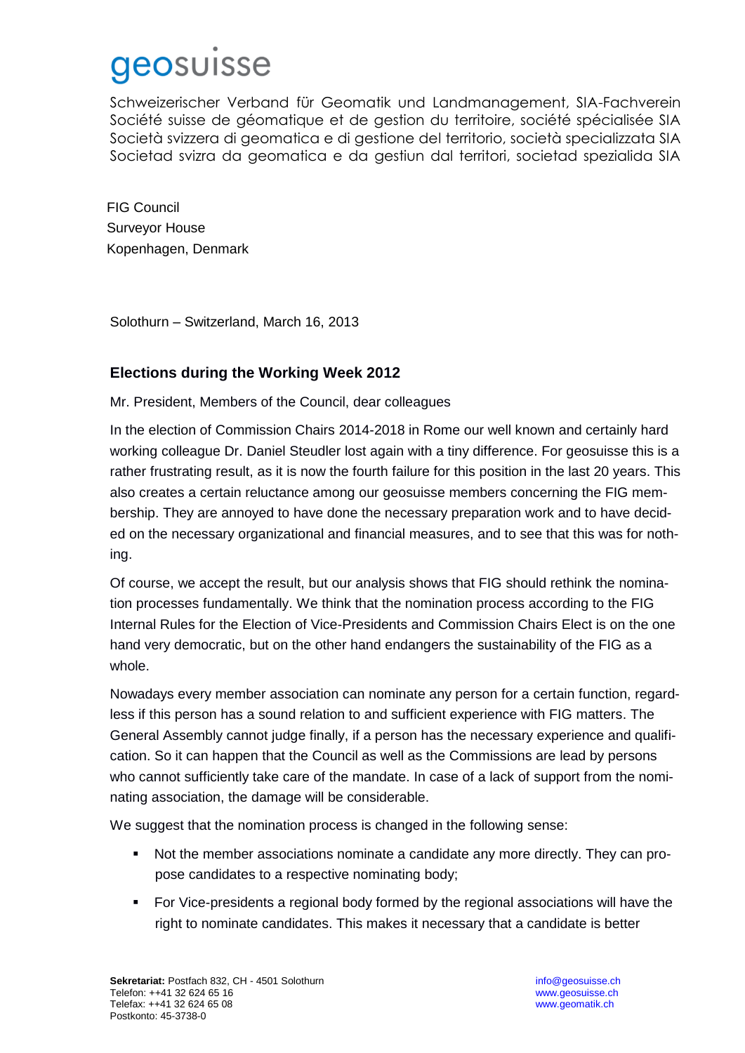# geosuisse

Schweizerischer Verband für Geomatik und Landmanagement, SIA-Fachverein
Société suisse de géomatique et de gestion du territoire, société spécialisée SIA
Società svizzera di geomatica e di gestione del territorio, società specializzata SIA
Societad svizra da geomatica e da gestiun dal territori, societad spezialida SIA

FIG Council
Surveyor House
Kopenhagen, Denmark

Solothurn – Switzerland, March 16, 2013

## Elections during the Working Week 2012

Mr. President, Members of the Council, dear colleagues

In the election of Commission Chairs 2014-2018 in Rome our well known and certainly hard working colleague Dr. Daniel Steudler lost again with a tiny difference. For geosuisse this is a rather frustrating result, as it is now the fourth failure for this position in the last 20 years. This also creates a certain reluctance among our geosuisse members concerning the FIG membership. They are annoyed to have done the necessary preparation work and to have decided on the necessary organizational and financial measures, and to see that this was for nothing.

Of course, we accept the result, but our analysis shows that FIG should rethink the nomination processes fundamentally. We think that the nomination process according to the FIG Internal Rules for the Election of Vice-Presidents and Commission Chairs Elect is on the one hand very democratic, but on the other hand endangers the sustainability of the FIG as a whole.

Nowadays every member association can nominate any person for a certain function, regardless if this person has a sound relation to and sufficient experience with FIG matters. The General Assembly cannot judge finally, if a person has the necessary experience and qualification. So it can happen that the Council as well as the Commissions are lead by persons who cannot sufficiently take care of the mandate. In case of a lack of support from the nominating association, the damage will be considerable.

We suggest that the nomination process is changed in the following sense:

- Not the member associations nominate a candidate any more directly. They can propose candidates to a respective nominating body;
- For Vice-presidents a regional body formed by the regional associations will have the right to nominate candidates. This makes it necessary that a candidate is better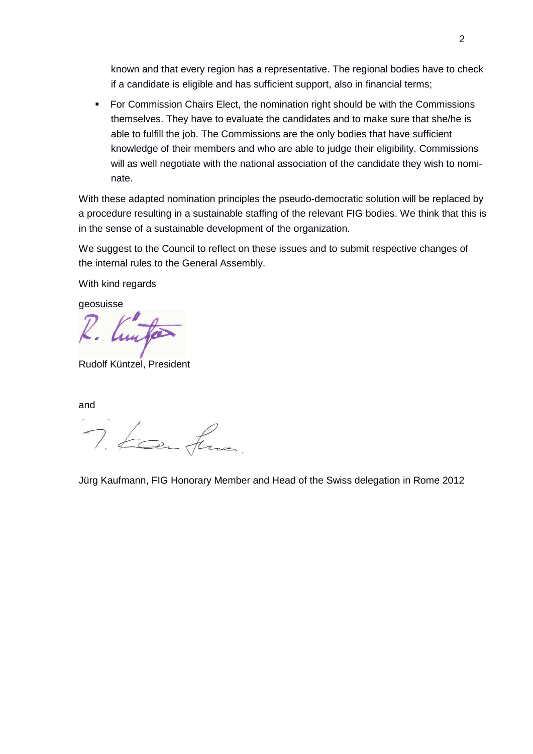known and that every region has a representative. The regional bodies have to check if a candidate is eligible and has sufficient support, also in financial terms;

- For Commission Chairs Elect, the nomination right should be with the Commissions themselves. They have to evaluate the candidates and to make sure that she/he is able to fulfill the job. The Commissions are the only bodies that have sufficient knowledge of their members and who are able to judge their eligibility. Commissions will as well negotiate with the national association of the candidate they wish to nominate.

With these adapted nomination principles the pseudo-democratic solution will be replaced by a procedure resulting in a sustainable staffing of the relevant FIG bodies. We think that this is in the sense of a sustainable development of the organization.

We suggest to the Council to reflect on these issues and to submit respective changes of the internal rules to the General Assembly.

With kind regards

geosuisse

Rudolf Küntzel, President

and

Jürg Kaufmann, FIG Honorary Member and Head of the Swiss delegation in Rome 2012